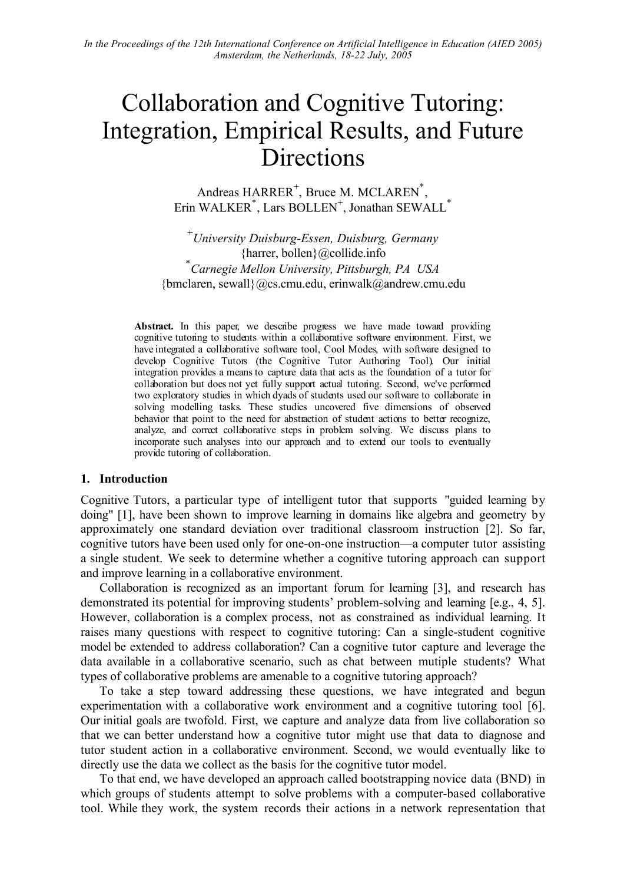*In the Proceedings of the 12th International Conference on Artificial Intelligence in Education (AIED 2005) Amsterdam, the Netherlands, 18-22 July, 2005*

# Collaboration and Cognitive Tutoring: Integration, Empirical Results, and Future Directions

Andreas HARRER[+], Bruce M. MCLAREN[*], Erin WALKER[*], Lars BOLLEN[+], Jonathan SEWALL[*]

[+] *University Duisburg-Essen, Duisburg, Germany*
{harrer, bollen}@collide.info
[*] *Carnegie Mellon University, Pittsburgh, PA USA*
{bmclaren, sewall}@cs.cmu.edu, erinwalk@andrew.cmu.edu

**Abstract.** In this paper, we describe progress we have made toward providing cognitive tutoring to students within a collaborative software environment. First, we have integrated a collaborative software tool, Cool Modes, with software designed to develop Cognitive Tutors (the Cognitive Tutor Authoring Tool). Our initial integration provides a means to capture data that acts as the foundation of a tutor for collaboration but does not yet fully support actual tutoring. Second, we've performed two exploratory studies in which dyads of students used our software to collaborate in solving modelling tasks. These studies uncovered five dimensions of observed behavior that point to the need for abstraction of student actions to better recognize, analyze, and correct collaborative steps in problem solving. We discuss plans to incorporate such analyses into our approach and to extend our tools to eventually provide tutoring of collaboration.

## 1. Introduction

Cognitive Tutors, a particular type of intelligent tutor that supports "guided learning by doing" [1], have been shown to improve learning in domains like algebra and geometry by approximately one standard deviation over traditional classroom instruction [2]. So far, cognitive tutors have been used only for one-on-one instruction—a computer tutor assisting a single student. We seek to determine whether a cognitive tutoring approach can support and improve learning in a collaborative environment.

Collaboration is recognized as an important forum for learning [3], and research has demonstrated its potential for improving students' problem-solving and learning [e.g., 4, 5]. However, collaboration is a complex process, not as constrained as individual learning. It raises many questions with respect to cognitive tutoring: Can a single-student cognitive model be extended to address collaboration? Can a cognitive tutor capture and leverage the data available in a collaborative scenario, such as chat between mutiple students? What types of collaborative problems are amenable to a cognitive tutoring approach?

To take a step toward addressing these questions, we have integrated and begun experimentation with a collaborative work environment and a cognitive tutoring tool [6]. Our initial goals are twofold. First, we capture and analyze data from live collaboration so that we can better understand how a cognitive tutor might use that data to diagnose and tutor student action in a collaborative environment. Second, we would eventually like to directly use the data we collect as the basis for the cognitive tutor model.

To that end, we have developed an approach called bootstrapping novice data (BND) in which groups of students attempt to solve problems with a computer-based collaborative tool. While they work, the system records their actions in a network representation that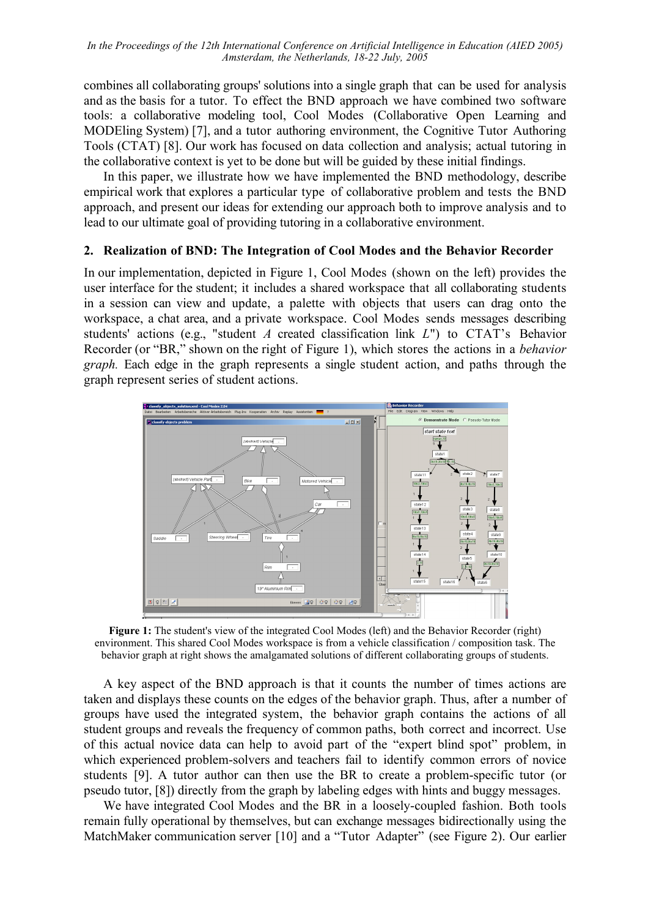combines all collaborating groups' solutions into a single graph that can be used for analysis and as the basis for a tutor. To effect the BND approach we have combined two software tools: a collaborative modeling tool, Cool Modes (Collaborative Open Learning and MODEling System) [7], and a tutor authoring environment, the Cognitive Tutor Authoring Tools (CTAT) [8]. Our work has focused on data collection and analysis; actual tutoring in the collaborative context is yet to be done but will be guided by these initial findings.

In this paper, we illustrate how we have implemented the BND methodology, describe empirical work that explores a particular type of collaborative problem and tests the BND approach, and present our ideas for extending our approach both to improve analysis and to lead to our ultimate goal of providing tutoring in a collaborative environment.

## 2. Realization of BND: The Integration of Cool Modes and the Behavior Recorder

In our implementation, depicted in Figure 1, Cool Modes (shown on the left) provides the user interface for the student; it includes a shared workspace that all collaborating students in a session can view and update, a palette with objects that users can drag onto the workspace, a chat area, and a private workspace. Cool Modes sends messages describing students' actions (e.g., "student *A* created classification link *L*") to CTAT's Behavior Recorder (or "BR," shown on the right of Figure 1), which stores the actions in a *behavior graph.* Each edge in the graph represents a single student action, and paths through the graph represent series of student actions.

**Figure 1:** The student's view of the integrated Cool Modes (left) and the Behavior Recorder (right) environment. This shared Cool Modes workspace is from a vehicle classification / composition task. The behavior graph at right shows the amalgamated solutions of different collaborating groups of students.

A key aspect of the BND approach is that it counts the number of times actions are taken and displays these counts on the edges of the behavior graph. Thus, after a number of groups have used the integrated system, the behavior graph contains the actions of all student groups and reveals the frequency of common paths, both correct and incorrect. Use of this actual novice data can help to avoid part of the "expert blind spot" problem, in which experienced problem-solvers and teachers fail to identify common errors of novice students [9]. A tutor author can then use the BR to create a problem-specific tutor (or pseudo tutor, [8]) directly from the graph by labeling edges with hints and buggy messages.

We have integrated Cool Modes and the BR in a loosely-coupled fashion. Both tools remain fully operational by themselves, but can exchange messages bidirectionally using the MatchMaker communication server [10] and a "Tutor Adapter" (see Figure 2). Our earlier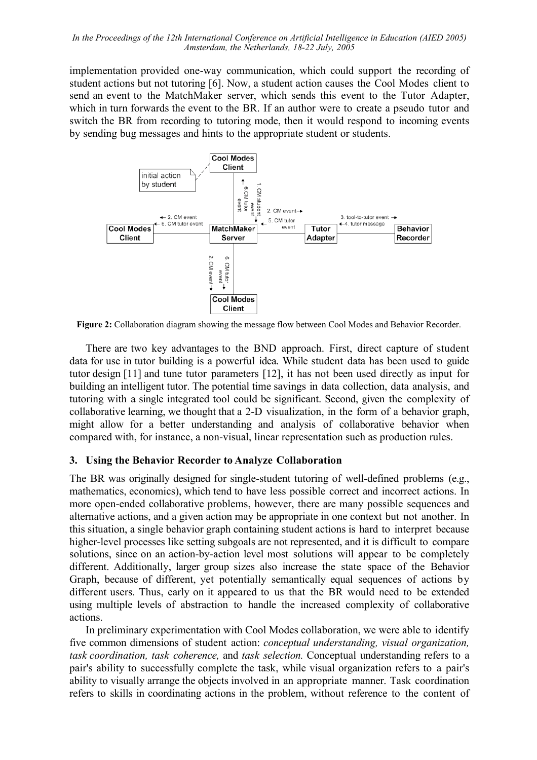implementation provided one-way communication, which could support the recording of student actions but not tutoring [6]. Now, a student action causes the Cool Modes client to send an event to the MatchMaker server, which sends this event to the Tutor Adapter, which in turn forwards the event to the BR. If an author were to create a pseudo tutor and switch the BR from recording to tutoring mode, then it would respond to incoming events by sending bug messages and hints to the appropriate student or students.

**Figure 2:** Collaboration diagram showing the message flow between Cool Modes and Behavior Recorder.

There are two key advantages to the BND approach. First, direct capture of student data for use in tutor building is a powerful idea. While student data has been used to guide tutor design [11] and tune tutor parameters [12], it has not been used directly as input for building an intelligent tutor. The potential time savings in data collection, data analysis, and tutoring with a single integrated tool could be significant. Second, given the complexity of collaborative learning, we thought that a 2-D visualization, in the form of a behavior graph, might allow for a better understanding and analysis of collaborative behavior when compared with, for instance, a non-visual, linear representation such as production rules.

## 3. Using the Behavior Recorder to Analyze Collaboration

The BR was originally designed for single-student tutoring of well-defined problems (e.g., mathematics, economics), which tend to have less possible correct and incorrect actions. In more open-ended collaborative problems, however, there are many possible sequences and alternative actions, and a given action may be appropriate in one context but not another. In this situation, a single behavior graph containing student actions is hard to interpret because higher-level processes like setting subgoals are not represented, and it is difficult to compare solutions, since on an action-by-action level most solutions will appear to be completely different. Additionally, larger group sizes also increase the state space of the Behavior Graph, because of different, yet potentially semantically equal sequences of actions by different users. Thus, early on it appeared to us that the BR would need to be extended using multiple levels of abstraction to handle the increased complexity of collaborative actions.

In preliminary experimentation with Cool Modes collaboration, we were able to identify five common dimensions of student action: *conceptual understanding, visual organization, task coordination, task coherence,* and *task selection.* Conceptual understanding refers to a pair's ability to successfully complete the task, while visual organization refers to a pair's ability to visually arrange the objects involved in an appropriate manner. Task coordination refers to skills in coordinating actions in the problem, without reference to the content of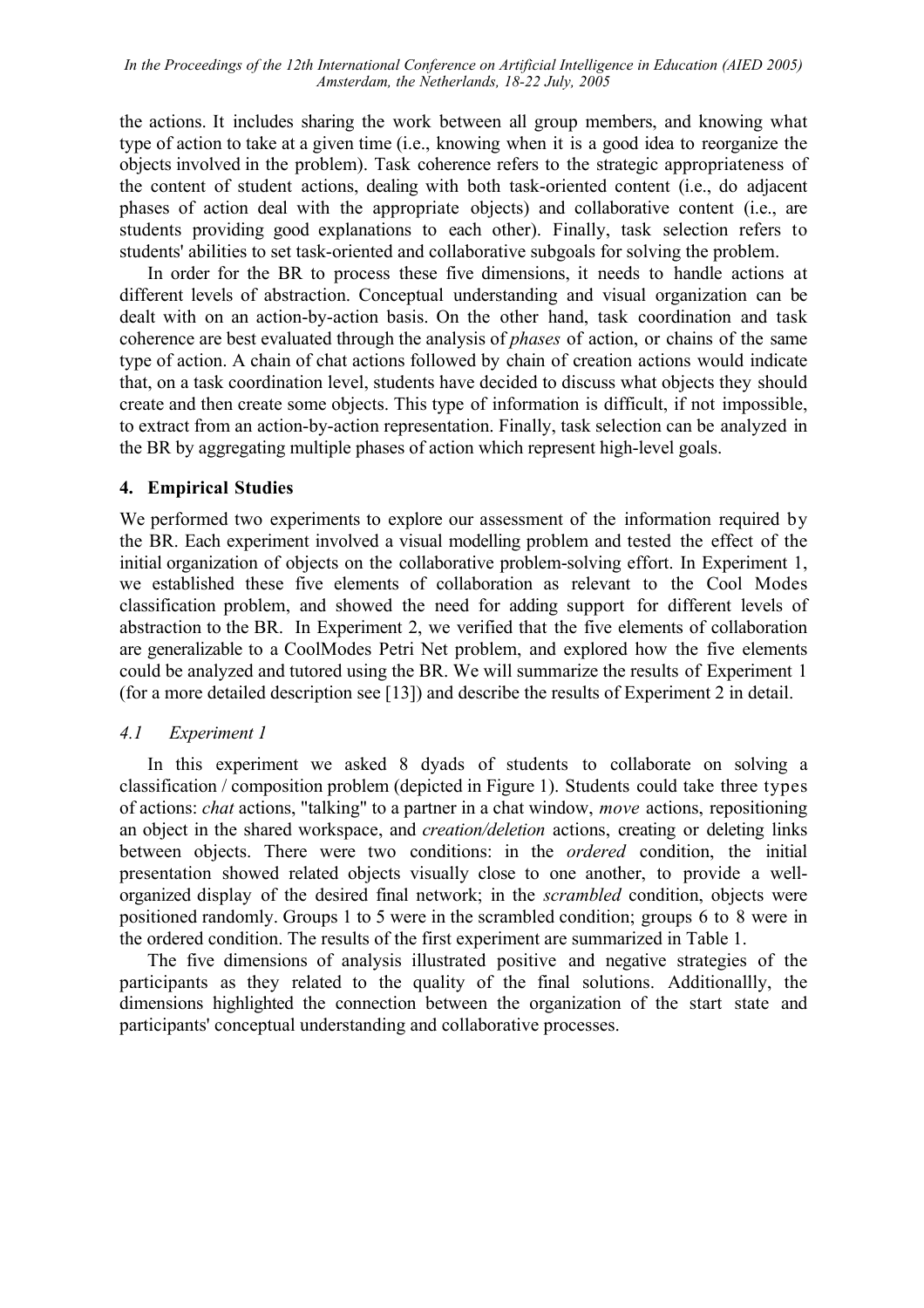the actions. It includes sharing the work between all group members, and knowing what type of action to take at a given time (i.e., knowing when it is a good idea to reorganize the objects involved in the problem). Task coherence refers to the strategic appropriateness of the content of student actions, dealing with both task-oriented content (i.e., do adjacent phases of action deal with the appropriate objects) and collaborative content (i.e., are students providing good explanations to each other). Finally, task selection refers to students' abilities to set task-oriented and collaborative subgoals for solving the problem.

In order for the BR to process these five dimensions, it needs to handle actions at different levels of abstraction. Conceptual understanding and visual organization can be dealt with on an action-by-action basis. On the other hand, task coordination and task coherence are best evaluated through the analysis of *phases* of action, or chains of the same type of action. A chain of chat actions followed by chain of creation actions would indicate that, on a task coordination level, students have decided to discuss what objects they should create and then create some objects. This type of information is difficult, if not impossible, to extract from an action-by-action representation. Finally, task selection can be analyzed in the BR by aggregating multiple phases of action which represent high-level goals.

## 4. Empirical Studies

We performed two experiments to explore our assessment of the information required by the BR. Each experiment involved a visual modelling problem and tested the effect of the initial organization of objects on the collaborative problem-solving effort. In Experiment 1, we established these five elements of collaboration as relevant to the Cool Modes classification problem, and showed the need for adding support for different levels of abstraction to the BR. In Experiment 2, we verified that the five elements of collaboration are generalizable to a CoolModes Petri Net problem, and explored how the five elements could be analyzed and tutored using the BR. We will summarize the results of Experiment 1 (for a more detailed description see [13]) and describe the results of Experiment 2 in detail.

### *4.1 Experiment 1*

In this experiment we asked 8 dyads of students to collaborate on solving a classification / composition problem (depicted in Figure 1). Students could take three types of actions: *chat* actions, "talking" to a partner in a chat window, *move* actions, repositioning an object in the shared workspace, and *creation/deletion* actions, creating or deleting links between objects. There were two conditions: in the *ordered* condition, the initial presentation showed related objects visually close to one another, to provide a well-organized display of the desired final network; in the *scrambled* condition, objects were positioned randomly. Groups 1 to 5 were in the scrambled condition; groups 6 to 8 were in the ordered condition. The results of the first experiment are summarized in Table 1.

The five dimensions of analysis illustrated positive and negative strategies of the participants as they related to the quality of the final solutions. Additionallly, the dimensions highlighted the connection between the organization of the start state and participants' conceptual understanding and collaborative processes.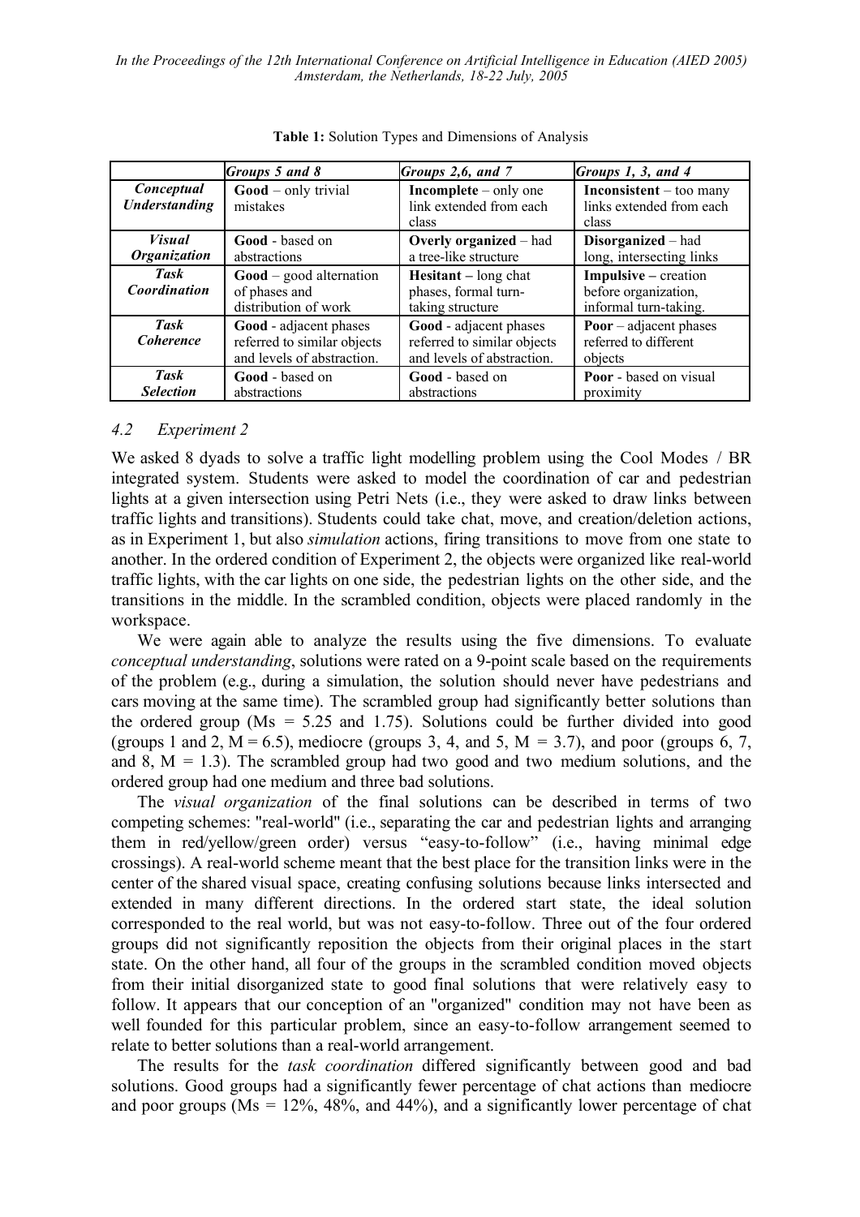**Table 1:** Solution Types and Dimensions of Analysis

| | *Groups 5 and 8* | *Groups 2,6, and 7* | *Groups 1, 3, and 4* |
|---|---|---|---|
| ***Conceptual Understanding*** | **Good** – only trivial mistakes | **Incomplete** – only one link extended from each class | **Inconsistent** – too many links extended from each class |
| ***Visual Organization*** | **Good** - based on abstractions | **Overly organized** – had a tree-like structure | **Disorganized** – had long, intersecting links |
| ***Task Coordination*** | **Good** – good alternation of phases and distribution of work | **Hesitant** – long chat phases, formal turn-taking structure | **Impulsive** – creation before organization, informal turn-taking. |
| ***Task Coherence*** | **Good** - adjacent phases referred to similar objects and levels of abstraction. | **Good** - adjacent phases referred to similar objects and levels of abstraction. | **Poor** – adjacent phases referred to different objects |
| ***Task Selection*** | **Good** - based on abstractions | **Good** - based on abstractions | **Poor** - based on visual proximity |

### *4.2 Experiment 2*

We asked 8 dyads to solve a traffic light modelling problem using the Cool Modes / BR integrated system. Students were asked to model the coordination of car and pedestrian lights at a given intersection using Petri Nets (i.e., they were asked to draw links between traffic lights and transitions). Students could take chat, move, and creation/deletion actions, as in Experiment 1, but also *simulation* actions, firing transitions to move from one state to another. In the ordered condition of Experiment 2, the objects were organized like real-world traffic lights, with the car lights on one side, the pedestrian lights on the other side, and the transitions in the middle. In the scrambled condition, objects were placed randomly in the workspace.

We were again able to analyze the results using the five dimensions. To evaluate *conceptual understanding*, solutions were rated on a 9-point scale based on the requirements of the problem (e.g., during a simulation, the solution should never have pedestrians and cars moving at the same time). The scrambled group had significantly better solutions than the ordered group (Ms = 5.25 and 1.75). Solutions could be further divided into good (groups 1 and 2, M = 6.5), mediocre (groups 3, 4, and 5, M = 3.7), and poor (groups 6, 7, and 8, M = 1.3). The scrambled group had two good and two medium solutions, and the ordered group had one medium and three bad solutions.

The *visual organization* of the final solutions can be described in terms of two competing schemes: "real-world" (i.e., separating the car and pedestrian lights and arranging them in red/yellow/green order) versus "easy-to-follow" (i.e., having minimal edge crossings). A real-world scheme meant that the best place for the transition links were in the center of the shared visual space, creating confusing solutions because links intersected and extended in many different directions. In the ordered start state, the ideal solution corresponded to the real world, but was not easy-to-follow. Three out of the four ordered groups did not significantly reposition the objects from their original places in the start state. On the other hand, all four of the groups in the scrambled condition moved objects from their initial disorganized state to good final solutions that were relatively easy to follow. It appears that our conception of an "organized" condition may not have been as well founded for this particular problem, since an easy-to-follow arrangement seemed to relate to better solutions than a real-world arrangement.

The results for the *task coordination* differed significantly between good and bad solutions. Good groups had a significantly fewer percentage of chat actions than mediocre and poor groups (Ms = 12%, 48%, and 44%), and a significantly lower percentage of chat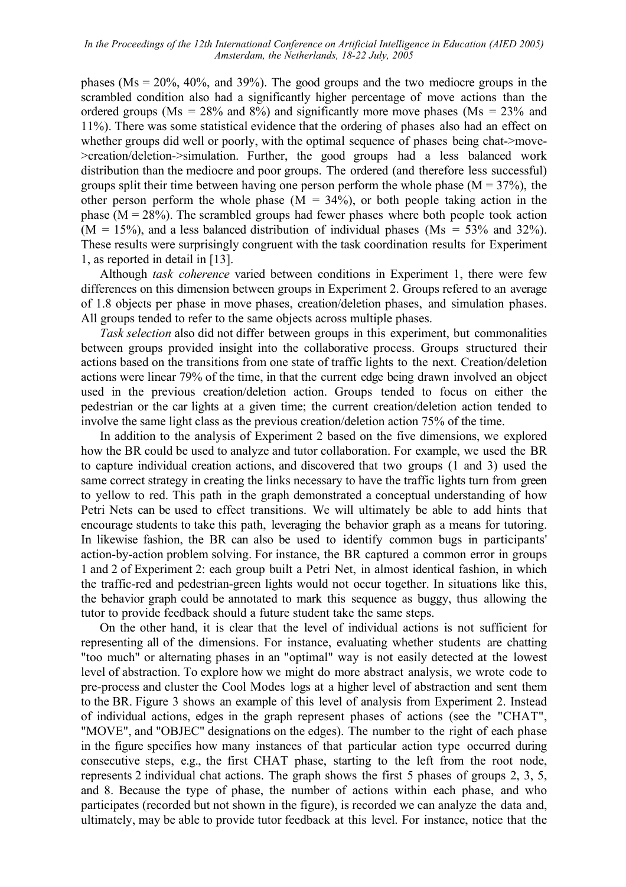phases (Ms = 20%, 40%, and 39%). The good groups and the two mediocre groups in the scrambled condition also had a significantly higher percentage of move actions than the ordered groups (Ms = 28% and 8%) and significantly more move phases (Ms = 23% and 11%). There was some statistical evidence that the ordering of phases also had an effect on whether groups did well or poorly, with the optimal sequence of phases being chat->move->creation/deletion->simulation. Further, the good groups had a less balanced work distribution than the mediocre and poor groups. The ordered (and therefore less successful) groups split their time between having one person perform the whole phase (M = 37%), the other person perform the whole phase (M = 34%), or both people taking action in the phase (M = 28%). The scrambled groups had fewer phases where both people took action (M = 15%), and a less balanced distribution of individual phases (Ms = 53% and 32%). These results were surprisingly congruent with the task coordination results for Experiment 1, as reported in detail in [13].

Although *task coherence* varied between conditions in Experiment 1, there were few differences on this dimension between groups in Experiment 2. Groups refered to an average of 1.8 objects per phase in move phases, creation/deletion phases, and simulation phases. All groups tended to refer to the same objects across multiple phases.

*Task selection* also did not differ between groups in this experiment, but commonalities between groups provided insight into the collaborative process. Groups structured their actions based on the transitions from one state of traffic lights to the next. Creation/deletion actions were linear 79% of the time, in that the current edge being drawn involved an object used in the previous creation/deletion action. Groups tended to focus on either the pedestrian or the car lights at a given time; the current creation/deletion action tended to involve the same light class as the previous creation/deletion action 75% of the time.

In addition to the analysis of Experiment 2 based on the five dimensions, we explored how the BR could be used to analyze and tutor collaboration. For example, we used the BR to capture individual creation actions, and discovered that two groups (1 and 3) used the same correct strategy in creating the links necessary to have the traffic lights turn from green to yellow to red. This path in the graph demonstrated a conceptual understanding of how Petri Nets can be used to effect transitions. We will ultimately be able to add hints that encourage students to take this path, leveraging the behavior graph as a means for tutoring. In likewise fashion, the BR can also be used to identify common bugs in participants' action-by-action problem solving. For instance, the BR captured a common error in groups 1 and 2 of Experiment 2: each group built a Petri Net, in almost identical fashion, in which the traffic-red and pedestrian-green lights would not occur together. In situations like this, the behavior graph could be annotated to mark this sequence as buggy, thus allowing the tutor to provide feedback should a future student take the same steps.

On the other hand, it is clear that the level of individual actions is not sufficient for representing all of the dimensions. For instance, evaluating whether students are chatting "too much" or alternating phases in an "optimal" way is not easily detected at the lowest level of abstraction. To explore how we might do more abstract analysis, we wrote code to pre-process and cluster the Cool Modes logs at a higher level of abstraction and sent them to the BR. Figure 3 shows an example of this level of analysis from Experiment 2. Instead of individual actions, edges in the graph represent phases of actions (see the "CHAT", "MOVE", and "OBJEC" designations on the edges). The number to the right of each phase in the figure specifies how many instances of that particular action type occurred during consecutive steps, e.g., the first CHAT phase, starting to the left from the root node, represents 2 individual chat actions. The graph shows the first 5 phases of groups 2, 3, 5, and 8. Because the type of phase, the number of actions within each phase, and who participates (recorded but not shown in the figure), is recorded we can analyze the data and, ultimately, may be able to provide tutor feedback at this level. For instance, notice that the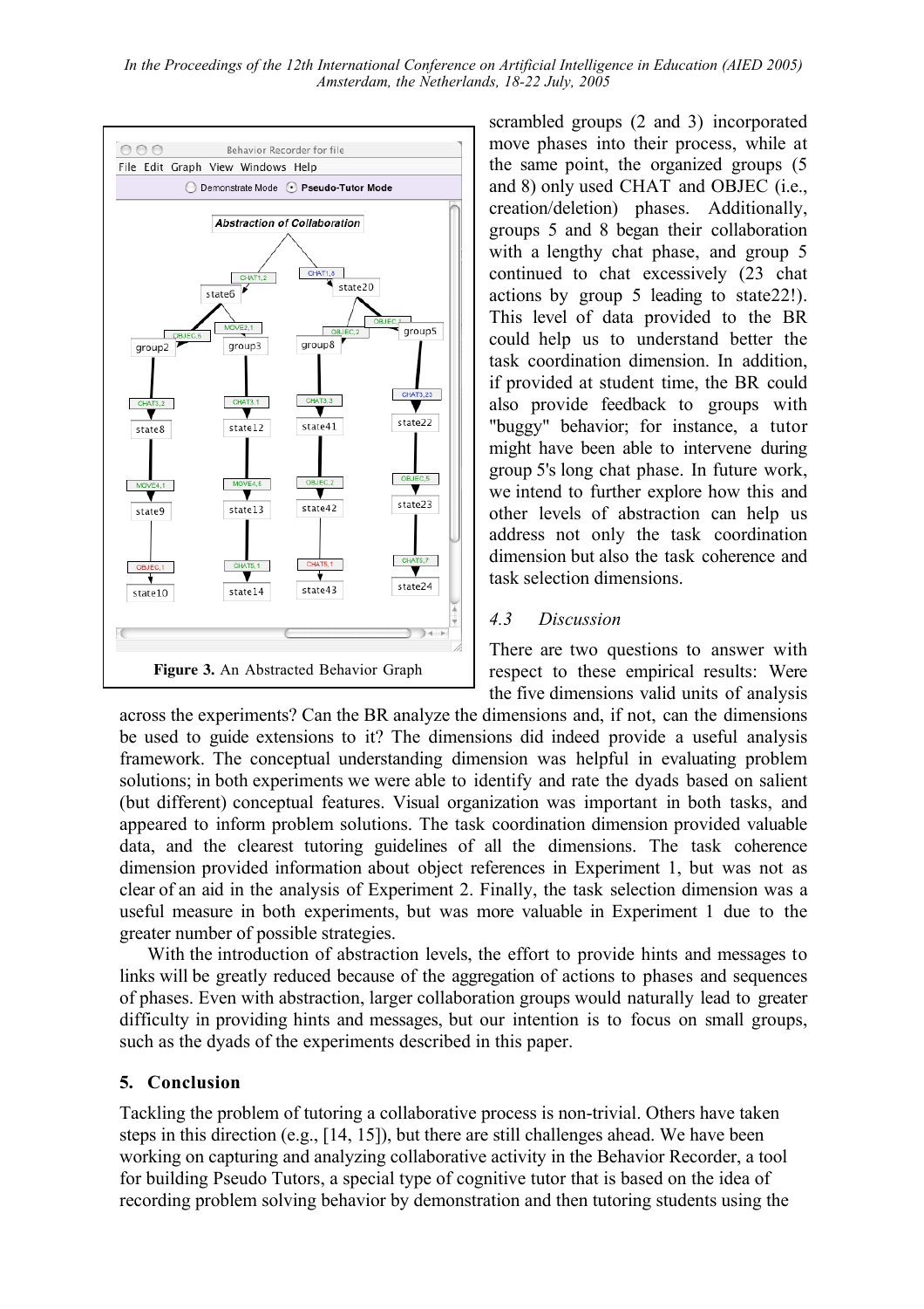Figure 3. An Abstracted Behavior Graph

scrambled groups (2 and 3) incorporated move phases into their process, while at the same point, the organized groups (5 and 8) only used CHAT and OBJEC (i.e., creation/deletion) phases. Additionally, groups 5 and 8 began their collaboration with a lengthy chat phase, and group 5 continued to chat excessively (23 chat actions by group 5 leading to state22!). This level of data provided to the BR could help us to understand better the task coordination dimension. In addition, if provided at student time, the BR could also provide feedback to groups with "buggy" behavior; for instance, a tutor might have been able to intervene during group 5's long chat phase. In future work, we intend to further explore how this and other levels of abstraction can help us address not only the task coordination dimension but also the task coherence and task selection dimensions.

### 4.3 *Discussion*

There are two questions to answer with respect to these empirical results: Were the five dimensions valid units of analysis across the experiments? Can the BR analyze the dimensions and, if not, can the dimensions be used to guide extensions to it? The dimensions did indeed provide a useful analysis framework. The conceptual understanding dimension was helpful in evaluating problem solutions; in both experiments we were able to identify and rate the dyads based on salient (but different) conceptual features. Visual organization was important in both tasks, and appeared to inform problem solutions. The task coordination dimension provided valuable data, and the clearest tutoring guidelines of all the dimensions. The task coherence dimension provided information about object references in Experiment 1, but was not as clear of an aid in the analysis of Experiment 2. Finally, the task selection dimension was a useful measure in both experiments, but was more valuable in Experiment 1 due to the greater number of possible strategies.

With the introduction of abstraction levels, the effort to provide hints and messages to links will be greatly reduced because of the aggregation of actions to phases and sequences of phases. Even with abstraction, larger collaboration groups would naturally lead to greater difficulty in providing hints and messages, but our intention is to focus on small groups, such as the dyads of the experiments described in this paper.

## 5. Conclusion

Tackling the problem of tutoring a collaborative process is non-trivial. Others have taken steps in this direction (e.g., [14, 15]), but there are still challenges ahead. We have been working on capturing and analyzing collaborative activity in the Behavior Recorder, a tool for building Pseudo Tutors, a special type of cognitive tutor that is based on the idea of recording problem solving behavior by demonstration and then tutoring students using the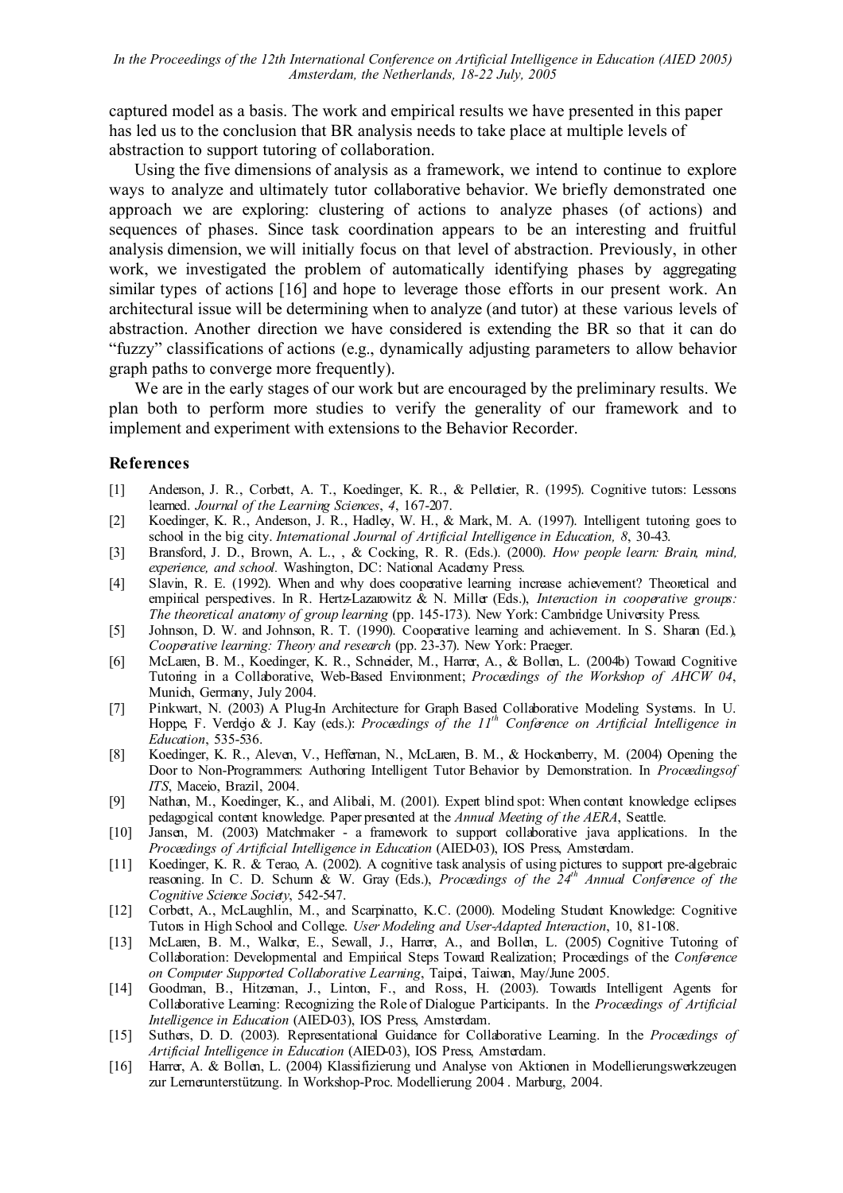captured model as a basis. The work and empirical results we have presented in this paper has led us to the conclusion that BR analysis needs to take place at multiple levels of abstraction to support tutoring of collaboration.

Using the five dimensions of analysis as a framework, we intend to continue to explore ways to analyze and ultimately tutor collaborative behavior. We briefly demonstrated one approach we are exploring: clustering of actions to analyze phases (of actions) and sequences of phases. Since task coordination appears to be an interesting and fruitful analysis dimension, we will initially focus on that level of abstraction. Previously, in other work, we investigated the problem of automatically identifying phases by aggregating similar types of actions [16] and hope to leverage those efforts in our present work. An architectural issue will be determining when to analyze (and tutor) at these various levels of abstraction. Another direction we have considered is extending the BR so that it can do "fuzzy" classifications of actions (e.g., dynamically adjusting parameters to allow behavior graph paths to converge more frequently).

We are in the early stages of our work but are encouraged by the preliminary results. We plan both to perform more studies to verify the generality of our framework and to implement and experiment with extensions to the Behavior Recorder.

## References

[1] Anderson, J. R., Corbett, A. T., Koedinger, K. R., & Pelletier, R. (1995). Cognitive tutors: Lessons learned. *Journal of the Learning Sciences*, *4*, 167-207.

[2] Koedinger, K. R., Anderson, J. R., Hadley, W. H., & Mark, M. A. (1997). Intelligent tutoring goes to school in the big city. *International Journal of Artificial Intelligence in Education, 8*, 30-43.

[3] Bransford, J. D., Brown, A. L., , & Cocking, R. R. (Eds.). (2000). *How people learn: Brain, mind, experience, and school.* Washington, DC: National Academy Press.

[4] Slavin, R. E. (1992). When and why does cooperative learning increase achievement? Theoretical and empirical perspectives. In R. Hertz-Lazarowitz & N. Miller (Eds.), *Interaction in cooperative groups: The theoretical anatomy of group learning* (pp. 145-173). New York: Cambridge University Press.

[5] Johnson, D. W. and Johnson, R. T. (1990). Cooperative learning and achievement. In S. Sharan (Ed.), *Cooperative learning: Theory and research* (pp. 23-37). New York: Praeger.

[6] McLaren, B. M., Koedinger, K. R., Schneider, M., Harrer, A., & Bollen, L. (2004b) Toward Cognitive Tutoring in a Collaborative, Web-Based Environment; *Proceedings of the Workshop of AHCW 04*, Munich, Germany, July 2004.

[7] Pinkwart, N. (2003) A Plug-In Architecture for Graph Based Collaborative Modeling Systems. In U. Hoppe, F. Verdejo & J. Kay (eds.): *Proceedings of the 11th Conference on Artificial Intelligence in Education*, 535-536.

[8] Koedinger, K. R., Aleven, V., Heffernan, N., McLaren, B. M., & Hockenberry, M. (2004) Opening the Door to Non-Programmers: Authoring Intelligent Tutor Behavior by Demonstration. In *Proceedingsof ITS*, Maceio, Brazil, 2004.

[9] Nathan, M., Koedinger, K., and Alibali, M. (2001). Expert blind spot: When content knowledge eclipses pedagogical content knowledge. Paper presented at the *Annual Meeting of the AERA*, Seattle.

[10] Jansen, M. (2003) Matchmaker - a framework to support collaborative java applications. In the *Proceedings of Artificial Intelligence in Education* (AIED-03), IOS Press, Amsterdam.

[11] Koedinger, K. R. & Terao, A. (2002). A cognitive task analysis of using pictures to support pre-algebraic reasoning. In C. D. Schunn & W. Gray (Eds.), *Proceedings of the 24th Annual Conference of the Cognitive Science Society*, 542-547.

[12] Corbett, A., McLaughlin, M., and Scarpinatto, K.C. (2000). Modeling Student Knowledge: Cognitive Tutors in High School and College. *User Modeling and User-Adapted Interaction*, 10, 81-108.

[13] McLaren, B. M., Walker, E., Sewall, J., Harrer, A., and Bollen, L. (2005) Cognitive Tutoring of Collaboration: Developmental and Empirical Steps Toward Realization; Proceedings of the *Conference on Computer Supported Collaborative Learning*, Taipei, Taiwan, May/June 2005.

[14] Goodman, B., Hitzeman, J., Linton, F., and Ross, H. (2003). Towards Intelligent Agents for Collaborative Learning: Recognizing the Role of Dialogue Participants. In the *Proceedings of Artificial Intelligence in Education* (AIED-03), IOS Press, Amsterdam.

[15] Suthers, D. D. (2003). Representational Guidance for Collaborative Learning. In the *Proceedings of Artificial Intelligence in Education* (AIED-03), IOS Press, Amsterdam.

[16] Harrer, A. & Bollen, L. (2004) Klassifizierung und Analyse von Aktionen in Modellierungswerkzeugen zur Lernerunterstützung. In Workshop-Proc. Modellierung 2004 . Marburg, 2004.